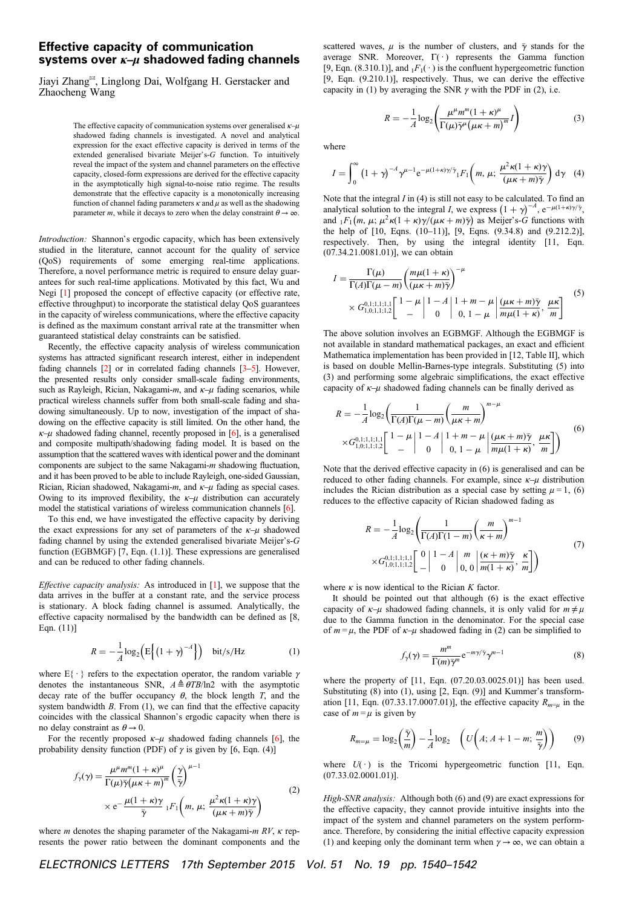# Effective capacity of communication systems over κ–μ shadowed fading channels

Jiayi Zhang[✉], Linglong Dai, Wolfgang H. Gerstacker and Zhaocheng Wang

> The effective capacity of communication systems over generalised κ–μ shadowed fading channels is investigated. A novel and analytical expression for the exact effective capacity is derived in terms of the extended generalised bivariate Meijer's-G function. To intuitively reveal the impact of the system and channel parameters on the effective capacity, closed-form expressions are derived for the effective capacity in the asymptotically high signal-to-noise ratio regime. The results demonstrate that the effective capacity is a monotonically increasing function of channel fading parameters κ and μ as well as the shadowing parameter m, while it decays to zero when the delay constraint $\theta \to \infty$.

*Introduction:* Shannon's ergodic capacity, which has been extensively studied in the literature, cannot account for the quality of service (QoS) requirements of some emerging real-time applications. Therefore, a novel performance metric is required to ensure delay guarantees for such real-time applications. Motivated by this fact, Wu and Negi [1] proposed the concept of effective capacity (or effective rate, effective throughput) to incorporate the statistical delay QoS guarantees in the capacity of wireless communications, where the effective capacity is defined as the maximum constant arrival rate at the transmitter when guaranteed statistical delay constraints can be satisfied.

Recently, the effective capacity analysis of wireless communication systems has attracted significant research interest, either in independent fading channels [2] or in correlated fading channels [3–5]. However, the presented results only consider small-scale fading environments, such as Rayleigh, Rician, Nakagami-*m*, and κ–μ fading scenarios, while practical wireless channels suffer from both small-scale fading and shadowing simultaneously. Up to now, investigation of the impact of shadowing on the effective capacity is still limited. On the other hand, the κ–μ shadowed fading channel, recently proposed in [6], is a generalised and composite multipath/shadowing fading model. It is based on the assumption that the scattered waves with identical power and the dominant components are subject to the same Nakagami-*m* shadowing fluctuation, and it has been proved to be able to include Rayleigh, one-sided Gaussian, Rician, Rician shadowed, Nakagami-*m*, and κ–μ fading as special cases. Owing to its improved flexibility, the κ–μ distribution can accurately model the statistical variations of wireless communication channels [6].

To this end, we have investigated the effective capacity by deriving the exact expressions for any set of parameters of the κ–μ shadowed fading channel by using the extended generalised bivariate Meijer's-G function (EGBMGF) [7, Eqn. (1.1)]. These expressions are generalised and can be reduced to other fading channels.

*Effective capacity analysis:* As introduced in [1], we suppose that the data arrives in the buffer at a constant rate, and the service process is stationary. A block fading channel is assumed. Analytically, the effective capacity normalised by the bandwidth can be defined as [8, Eqn. (11)]

$$R = -\frac{1}{A}\log_2\left(\mathrm{E}\left\{(1+\gamma)^{-A}\right\}\right) \quad \text{bit/s/Hz} \tag{1}$$

where $\mathrm{E}\{\cdot\}$ refers to the expectation operator, the random variable $\gamma$ denotes the instantaneous SNR, $A \triangleq \theta TB/\ln 2$ with the asymptotic decay rate of the buffer occupancy $\theta$, the block length $T$, and the system bandwidth $B$. From (1), we can find that the effective capacity coincides with the classical Shannon's ergodic capacity when there is no delay constraint as $\theta \to 0$.

For the recently proposed κ–μ shadowed fading channels [6], the probability density function (PDF) of $\gamma$ is given by [6, Eqn. (4)]

$$f_\gamma(\gamma) = \frac{\mu^\mu m^m (1+\kappa)^\mu}{\Gamma(\mu)\bar{\gamma}(\mu\kappa+m)^m}\left(\frac{\gamma}{\bar{\gamma}}\right)^{\mu-1} \times \mathrm{e}^{-\frac{\mu(1+\kappa)\gamma}{\bar{\gamma}}}\,{}_1F_1\left(m,\,\mu;\,\frac{\mu^2\kappa(1+\kappa)\gamma}{(\mu\kappa+m)\bar{\gamma}}\right) \tag{2}$$

where $m$ denotes the shaping parameter of the Nakagami-*m* *RV*, $\kappa$ represents the power ratio between the dominant components and the scattered waves, $\mu$ is the number of clusters, and $\bar{\gamma}$ stands for the average SNR. Moreover, $\Gamma(\cdot)$ represents the Gamma function [9, Eqn. (8.310.1)], and ${}_1F_1(\cdot)$ is the confluent hypergeometric function [9, Eqn. (9.210.1)], respectively. Thus, we can derive the effective capacity in (1) by averaging the SNR $\gamma$ with the PDF in (2), i.e.

$$R = -\frac{1}{A}\log_2\left(\frac{\mu^\mu m^m(1+\kappa)^\mu}{\Gamma(\mu)\bar{\gamma}^\mu(\mu\kappa+m)^m} I\right) \tag{3}$$

where

$$I = \int_0^\infty (1+\gamma)^{-A}\gamma^{\mu-1}\mathrm{e}^{-\mu(1+\kappa)\gamma/\bar{\gamma}}\,{}_1F_1\left(m,\,\mu;\,\frac{\mu^2\kappa(1+\kappa)\gamma}{(\mu\kappa+m)\bar{\gamma}}\right)\mathrm{d}\gamma \tag{4}$$

Note that the integral $I$ in (4) is still not easy to be calculated. To find an analytical solution to the integral $I$, we express $(1+\gamma)^{-A}$, $\mathrm{e}^{-\mu(1+\kappa)\gamma/\bar{\gamma}}$, and ${}_1F_1(m,\,\mu;\,\mu^2\kappa(1+\kappa)\gamma/(\mu\kappa+m)\bar{\gamma})$ as Meijer's-G functions with the help of [10, Eqns. (10–11)], [9, Eqns. (9.34.8) and (9.212.2)], respectively. Then, by using the integral identity [11, Eqn. (07.34.21.0081.01)], we can obtain

$$I = \frac{\Gamma(\mu)}{\Gamma(A)\Gamma(\mu-m)}\left(\frac{m\mu(1+\kappa)}{(\mu\kappa+m)\bar{\gamma}}\right)^{-\mu} \times G_{1,0;1,1;1,2}^{0,1;1,1;1,1}\left[\begin{array}{c|c|c} 1-\mu & 1-A & 1+m-\mu \\ - & 0 & 0,\,1-\mu \end{array}\,\middle|\,\frac{(\mu\kappa+m)\bar{\gamma}}{m\mu(1+\kappa)},\,\frac{\mu\kappa}{m}\right] \tag{5}$$

The above solution involves an EGBMGF. Although the EGBMGF is not available in standard mathematical packages, an exact and efficient Mathematica implementation has been provided in [12, Table II], which is based on double Mellin-Barnes-type integrals. Substituting (5) into (3) and performing some algebraic simplifications, the exact effective capacity of κ–μ shadowed fading channels can be finally derived as

$$R = -\frac{1}{A}\log_2\left(\frac{1}{\Gamma(A)\Gamma(\mu-m)}\left(\frac{m}{\mu\kappa+m}\right)^{m-\mu} \times G_{1,0;1,1;1,2}^{0,1;1,1;1,1}\left[\begin{array}{c|c|c} 1-\mu & 1-A & 1+m-\mu \\ - & 0 & 0,\,1-\mu \end{array}\,\middle|\,\frac{(\mu\kappa+m)\bar{\gamma}}{m\mu(1+\kappa)},\,\frac{\mu\kappa}{m}\right]\right) \tag{6}$$

Note that the derived effective capacity in (6) is generalised and can be reduced to other fading channels. For example, since κ–μ distribution includes the Rician distribution as a special case by setting $\mu = 1$, (6) reduces to the effective capacity of Rician shadowed fading as

$$R = -\frac{1}{A}\log_2\left(\frac{1}{\Gamma(A)\Gamma(1-m)}\left(\frac{m}{\kappa+m}\right)^{m-1} \times G_{1,0;1,1;1,2}^{0,1;1,1;1,1}\left[\begin{array}{c|c|c} 0 & 1-A & m \\ - & 0 & 0,\,0 \end{array}\,\middle|\,\frac{(\kappa+m)\bar{\gamma}}{m(1+\kappa)},\,\frac{\kappa}{m}\right]\right) \tag{7}$$

where $\kappa$ is now identical to the Rician *K* factor.

It should be pointed out that although (6) is the exact effective capacity of κ–μ shadowed fading channels, it is only valid for $m \neq \mu$ due to the Gamma function in the denominator. For the special case of $m = \mu$, the PDF of κ–μ shadowed fading in (2) can be simplified to

$$f_\gamma(\gamma) = \frac{m^m}{\Gamma(m)\bar{\gamma}^m}\mathrm{e}^{-m\gamma/\bar{\gamma}}\gamma^{m-1} \tag{8}$$

where the property of [11, Eqn. (07.20.03.0025.01)] has been used. Substituting (8) into (1), using [2, Eqn. (9)] and Kummer's transformation [11, Eqn. (07.33.17.0007.01)], the effective capacity $R_{m=\mu}$ in the case of $m = \mu$ is given by

$$R_{m=\mu} = \log_2\left(\frac{\bar{\gamma}}{m}\right) - \frac{1}{A}\log_2\left(U\left(A;\,A+1-m;\,\frac{m}{\bar{\gamma}}\right)\right) \tag{9}$$

where $U(\cdot)$ is the Tricomi hypergeometric function [11, Eqn. (07.33.02.0001.01)].

*High-SNR analysis:* Although both (6) and (9) are exact expressions for the effective capacity, they cannot provide intuitive insights into the impact of the system and channel parameters on the system performance. Therefore, by considering the initial effective capacity expression (1) and keeping only the dominant term when $\gamma \to \infty$, we can obtain a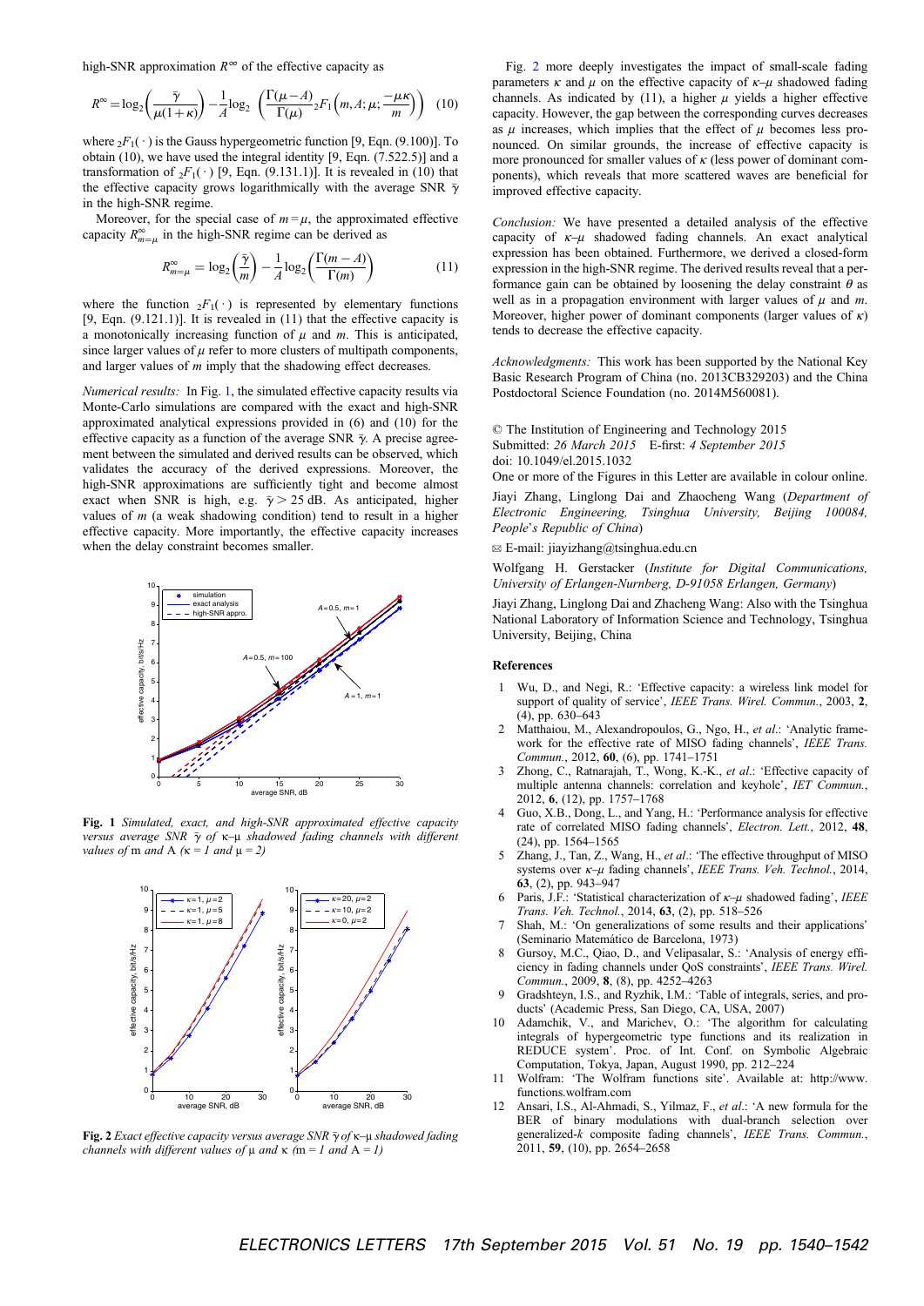high-SNR approximation $R^{\infty}$ of the effective capacity as

$$R^{\infty} = \log_2\left(\frac{\bar{\gamma}}{\mu(1+\kappa)}\right) - \frac{1}{A}\log_2\left(\frac{\Gamma(\mu-A)}{\Gamma(\mu)}{}_2F_1\left(m, A; \mu; \frac{-\mu\kappa}{m}\right)\right) \quad (10)$$

where ${}_2F_1(\cdot)$ is the Gauss hypergeometric function [9, Eqn. (9.100)]. To obtain (10), we have used the integral identity [9, Eqn. (7.522.5)] and a transformation of ${}_2F_1(\cdot)$ [9, Eqn. (9.131.1)]. It is revealed in (10) that the effective capacity grows logarithmically with the average SNR $\bar{\gamma}$ in the high-SNR regime.

Moreover, for the special case of $m = \mu$, the approximated effective capacity $R^{\infty}_{m=\mu}$ in the high-SNR regime can be derived as

$$R^{\infty}_{m=\mu} = \log_2\left(\frac{\bar{\gamma}}{m}\right) - \frac{1}{A}\log_2\left(\frac{\Gamma(m-A)}{\Gamma(m)}\right) \quad (11)$$

where the function ${}_2F_1(\cdot)$ is represented by elementary functions [9, Eqn. (9.121.1)]. It is revealed in (11) that the effective capacity is a monotonically increasing function of $\mu$ and $m$. This is anticipated, since larger values of $\mu$ refer to more clusters of multipath components, and larger values of $m$ imply that the shadowing effect decreases.

*Numerical results:* In Fig. 1, the simulated effective capacity results via Monte-Carlo simulations are compared with the exact and high-SNR approximated analytical expressions provided in (6) and (10) for the effective capacity as a function of the average SNR $\bar{\gamma}$. A precise agreement between the simulated and derived results can be observed, which validates the accuracy of the derived expressions. Moreover, the high-SNR approximations are sufficiently tight and become almost exact when SNR is high, e.g. $\bar{\gamma} > 25$ dB. As anticipated, higher values of $m$ (a weak shadowing condition) tend to result in a higher effective capacity. More importantly, the effective capacity increases when the delay constraint becomes smaller.

simulation
exact analysis
high-SNR appro.
$A=0.5$, $m=1$
$A=0.5$, $m=100$
$A=1$, $m=1$
effective capacity, bits/Hz
average SNR, dB

**Fig. 1** *Simulated, exact, and high-SNR approximated effective capacity versus average SNR $\bar{\gamma}$ of κ–μ shadowed fading channels with different values of m and A (κ = 1 and μ = 2)*

κ=1, μ=2
κ=1, μ=5
κ=1, μ=8
κ=20, μ=2
κ=10, μ=2
κ=0, μ=2
effective capacity, bits/Hz
average SNR, dB

**Fig. 2** *Exact effective capacity versus average SNR $\bar{\gamma}$ of κ–μ shadowed fading channels with different values of μ and κ (m = 1 and A = 1)*

Fig. 2 more deeply investigates the impact of small-scale fading parameters $\kappa$ and $\mu$ on the effective capacity of $\kappa$–$\mu$ shadowed fading channels. As indicated by (11), a higher $\mu$ yields a higher effective capacity. However, the gap between the corresponding curves decreases as $\mu$ increases, which implies that the effect of $\mu$ becomes less pronounced. On similar grounds, the increase of effective capacity is more pronounced for smaller values of $\kappa$ (less power of dominant components), which reveals that more scattered waves are beneficial for improved effective capacity.

*Conclusion:* We have presented a detailed analysis of the effective capacity of $\kappa$–$\mu$ shadowed fading channels. An exact analytical expression has been obtained. Furthermore, we derived a closed-form expression in the high-SNR regime. The derived results reveal that a performance gain can be obtained by loosening the delay constraint $\theta$ as well as in a propagation environment with larger values of $\mu$ and $m$. Moreover, higher power of dominant components (larger values of $\kappa$) tends to decrease the effective capacity.

*Acknowledgments:* This work has been supported by the National Key Basic Research Program of China (no. 2013CB329203) and the China Postdoctoral Science Foundation (no. 2014M560081).

© The Institution of Engineering and Technology 2015
Submitted: *26 March 2015* E-first: *4 September 2015*
doi: 10.1049/el.2015.1032
One or more of the Figures in this Letter are available in colour online.

Jiayi Zhang, Linglong Dai and Zhaocheng Wang (*Department of Electronic Engineering, Tsinghua University, Beijing 100084, People's Republic of China*)

✉ E-mail: jiayizhang@tsinghua.edu.cn

Wolfgang H. Gerstacker (*Institute for Digital Communications, University of Erlangen-Nurnberg, D-91058 Erlangen, Germany*)

Jiayi Zhang, Linglong Dai and Zhacheng Wang: Also with the Tsinghua National Laboratory of Information Science and Technology, Tsinghua University, Beijing, China

## References

1. Wu, D., and Negi, R.: 'Effective capacity: a wireless link model for support of quality of service', *IEEE Trans. Wirel. Commun.*, 2003, **2**, (4), pp. 630–643
2. Matthaiou, M., Alexandropoulos, G., Ngo, H., *et al.*: 'Analytic framework for the effective rate of MISO fading channels', *IEEE Trans. Commun.*, 2012, **60**, (6), pp. 1741–1751
3. Zhong, C., Ratnarajah, T., Wong, K.-K., *et al.*: 'Effective capacity of multiple antenna channels: correlation and keyhole', *IET Commun.*, 2012, **6**, (12), pp. 1757–1768
4. Guo, X.B., Dong, L., and Yang, H.: 'Performance analysis for effective rate of correlated MISO fading channels', *Electron. Lett.*, 2012, **48**, (24), pp. 1564–1565
5. Zhang, J., Tan, Z., Wang, H., *et al.*: 'The effective throughput of MISO systems over κ–μ fading channels', *IEEE Trans. Veh. Technol.*, 2014, **63**, (2), pp. 943–947
6. Paris, J.F.: 'Statistical characterization of κ–μ shadowed fading', *IEEE Trans. Veh. Technol.*, 2014, **63**, (2), pp. 518–526
7. Shah, M.: 'On generalizations of some results and their applications' (Seminario Matemático de Barcelona, 1973)
8. Gursoy, M.C., Qiao, D., and Velipasalar, S.: 'Analysis of energy efficiency in fading channels under QoS constraints', *IEEE Trans. Wirel. Commun.*, 2009, **8**, (8), pp. 4252–4263
9. Gradshteyn, I.S., and Ryzhik, I.M.: 'Table of integrals, series, and products' (Academic Press, San Diego, CA, USA, 2007)
10. Adamchik, V., and Marichev, O.: 'The algorithm for calculating integrals of hypergeometric type functions and its realization in REDUCE system'. Proc. of Int. Conf. on Symbolic Algebraic Computation, Tokya, Japan, August 1990, pp. 212–224
11. Wolfram: 'The Wolfram functions site'. Available at: http://www.functions.wolfram.com
12. Ansari, I.S., Al-Ahmadi, S., Yilmaz, F., *et al.*: 'A new formula for the BER of binary modulations with dual-branch selection over generalized-*k* composite fading channels', *IEEE Trans. Commun.*, 2011, **59**, (10), pp. 2654–2658